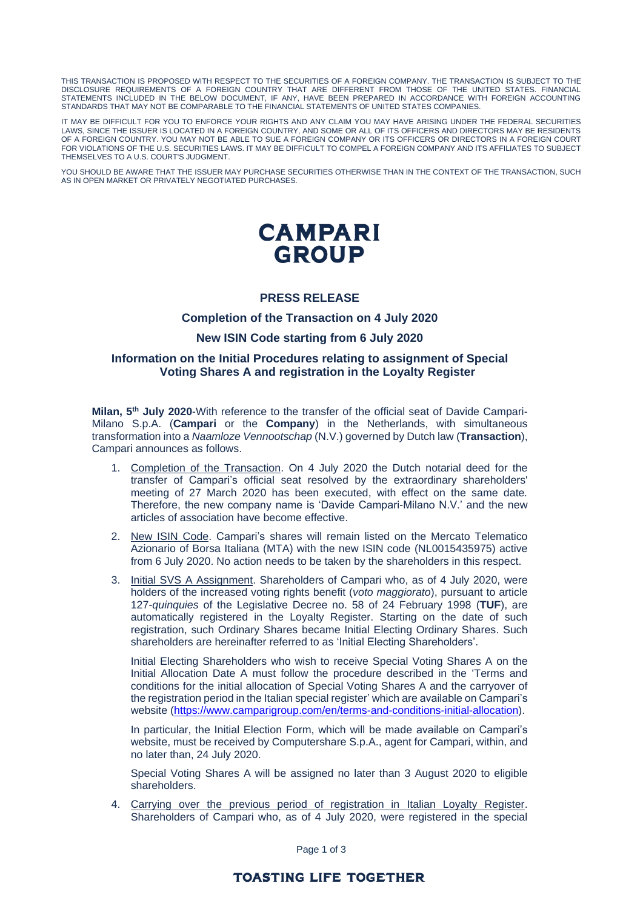THIS TRANSACTION IS PROPOSED WITH RESPECT TO THE SECURITIES OF A FOREIGN COMPANY. THE TRANSACTION IS SUBJECT TO THE DISCLOSURE REQUIREMENTS OF A FOREIGN COUNTRY THAT ARE DIFFERENT FROM THOSE OF THE UNITED STATES. FINANCIAL STATEMENTS INCLUDED IN THE BELOW DOCUMENT, IF ANY, HAVE BEEN PREPARED IN ACCORDANCE WITH FOREIGN ACCOUNTING STANDARDS THAT MAY NOT BE COMPARABLE TO THE FINANCIAL STATEMENTS OF UNITED STATES COMPANIES.

IT MAY BE DIFFICULT FOR YOU TO ENFORCE YOUR RIGHTS AND ANY CLAIM YOU MAY HAVE ARISING UNDER THE FEDERAL SECURITIES LAWS, SINCE THE ISSUER IS LOCATED IN A FOREIGN COUNTRY, AND SOME OR ALL OF ITS OFFICERS AND DIRECTORS MAY BE RESIDENTS OF A FOREIGN COUNTRY. YOU MAY NOT BE ABLE TO SUE A FOREIGN COMPANY OR ITS OFFICERS OR DIRECTORS IN A FOREIGN COURT FOR VIOLATIONS OF THE U.S. SECURITIES LAWS. IT MAY BE DIFFICULT TO COMPEL A FOREIGN COMPANY AND ITS AFFILIATES TO SUBJECT THEMSELVES TO A U.S. COURT'S JUDGMENT.

YOU SHOULD BE AWARE THAT THE ISSUER MAY PURCHASE SECURITIES OTHERWISE THAN IN THE CONTEXT OF THE TRANSACTION, SUCH AS IN OPEN MARKET OR PRIVATELY NEGOTIATED PURCHASES.

**CAMPARI GROUP**

# PRESS RELEASE

## Completion of the Transaction on 4 July 2020

## New ISIN Code starting from 6 July 2020

## Information on the Initial Procedures relating to assignment of Special Voting Shares A and registration in the Loyalty Register

**Milan, 5th July 2020**-With reference to the transfer of the official seat of Davide Campari-Milano S.p.A. (**Campari** or the **Company**) in the Netherlands, with simultaneous transformation into a *Naamloze Vennootschap* (N.V.) governed by Dutch law (**Transaction**), Campari announces as follows.

1. Completion of the Transaction. On 4 July 2020 the Dutch notarial deed for the transfer of Campari's official seat resolved by the extraordinary shareholders' meeting of 27 March 2020 has been executed, with effect on the same date*.* Therefore, the new company name is 'Davide Campari-Milano N.V.' and the new articles of association have become effective.
2. New ISIN Code. Campari's shares will remain listed on the Mercato Telematico Azionario of Borsa Italiana (MTA) with the new ISIN code (NL0015435975) active from 6 July 2020. No action needs to be taken by the shareholders in this respect.
3. Initial SVS A Assignment. Shareholders of Campari who, as of 4 July 2020, were holders of the increased voting rights benefit (*voto maggiorato*), pursuant to article 127-*quinquies* of the Legislative Decree no. 58 of 24 February 1998 (**TUF**), are automatically registered in the Loyalty Register. Starting on the date of such registration, such Ordinary Shares became Initial Electing Ordinary Shares. Such shareholders are hereinafter referred to as 'Initial Electing Shareholders'.

   Initial Electing Shareholders who wish to receive Special Voting Shares A on the Initial Allocation Date A must follow the procedure described in the 'Terms and conditions for the initial allocation of Special Voting Shares A and the carryover of the registration period in the Italian special register' which are available on Campari's website (https://www.camparigroup.com/en/terms-and-conditions-initial-allocation).

   In particular, the Initial Election Form, which will be made available on Campari's website, must be received by Computershare S.p.A., agent for Campari, within, and no later than, 24 July 2020.

   Special Voting Shares A will be assigned no later than 3 August 2020 to eligible shareholders.
4. Carrying over the previous period of registration in Italian Loyalty Register. Shareholders of Campari who, as of 4 July 2020, were registered in the special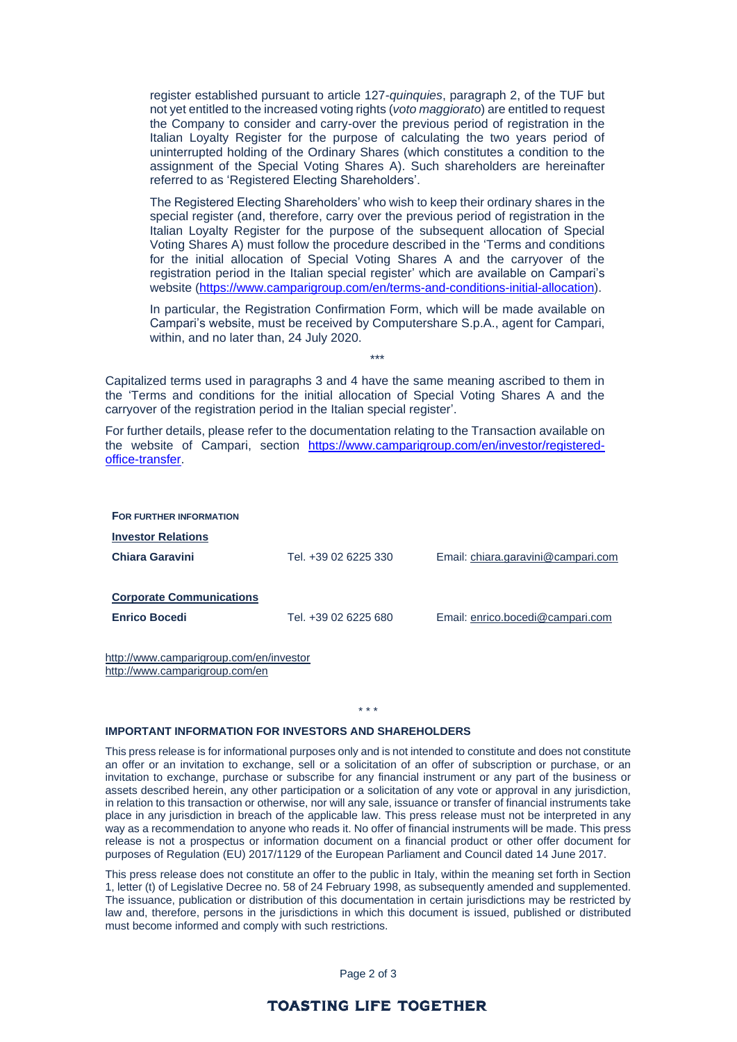register established pursuant to article 127-*quinquies*, paragraph 2, of the TUF but not yet entitled to the increased voting rights (*voto maggiorato*) are entitled to request the Company to consider and carry-over the previous period of registration in the Italian Loyalty Register for the purpose of calculating the two years period of uninterrupted holding of the Ordinary Shares (which constitutes a condition to the assignment of the Special Voting Shares A). Such shareholders are hereinafter referred to as 'Registered Electing Shareholders'.

The Registered Electing Shareholders' who wish to keep their ordinary shares in the special register (and, therefore, carry over the previous period of registration in the Italian Loyalty Register for the purpose of the subsequent allocation of Special Voting Shares A) must follow the procedure described in the 'Terms and conditions for the initial allocation of Special Voting Shares A and the carryover of the registration period in the Italian special register' which are available on Campari's website ([https://www.camparigroup.com/en/terms-and-conditions-initial-allocation](https://www.camparigroup.com/en/terms-and-conditions-initial-allocation)).

In particular, the Registration Confirmation Form, which will be made available on Campari's website, must be received by Computershare S.p.A., agent for Campari, within, and no later than, 24 July 2020.

\*\*\*

Capitalized terms used in paragraphs 3 and 4 have the same meaning ascribed to them in the 'Terms and conditions for the initial allocation of Special Voting Shares A and the carryover of the registration period in the Italian special register'.

For further details, please refer to the documentation relating to the Transaction available on the website of Campari, section [https://www.camparigroup.com/en/investor/registered-office-transfer](https://www.camparigroup.com/en/investor/registered-office-transfer).

**FOR FURTHER INFORMATION**

**Investor Relations**

| **Chiara Garavini** | Tel. +39 02 6225 330 | Email: chiara.garavini@campari.com |
|---|---|---|

**Corporate Communications**

| **Enrico Bocedi** | Tel. +39 02 6225 680 | Email: enrico.bocedi@campari.com |
|---|---|---|

http://www.camparigroup.com/en/investor
http://www.camparigroup.com/en

\* \* \*

**IMPORTANT INFORMATION FOR INVESTORS AND SHAREHOLDERS**

This press release is for informational purposes only and is not intended to constitute and does not constitute an offer or an invitation to exchange, sell or a solicitation of an offer of subscription or purchase, or an invitation to exchange, purchase or subscribe for any financial instrument or any part of the business or assets described herein, any other participation or a solicitation of any vote or approval in any jurisdiction, in relation to this transaction or otherwise, nor will any sale, issuance or transfer of financial instruments take place in any jurisdiction in breach of the applicable law. This press release must not be interpreted in any way as a recommendation to anyone who reads it. No offer of financial instruments will be made. This press release is not a prospectus or information document on a financial product or other offer document for purposes of Regulation (EU) 2017/1129 of the European Parliament and Council dated 14 June 2017.

This press release does not constitute an offer to the public in Italy, within the meaning set forth in Section 1, letter (t) of Legislative Decree no. 58 of 24 February 1998, as subsequently amended and supplemented. The issuance, publication or distribution of this documentation in certain jurisdictions may be restricted by law and, therefore, persons in the jurisdictions in which this document is issued, published or distributed must become informed and comply with such restrictions.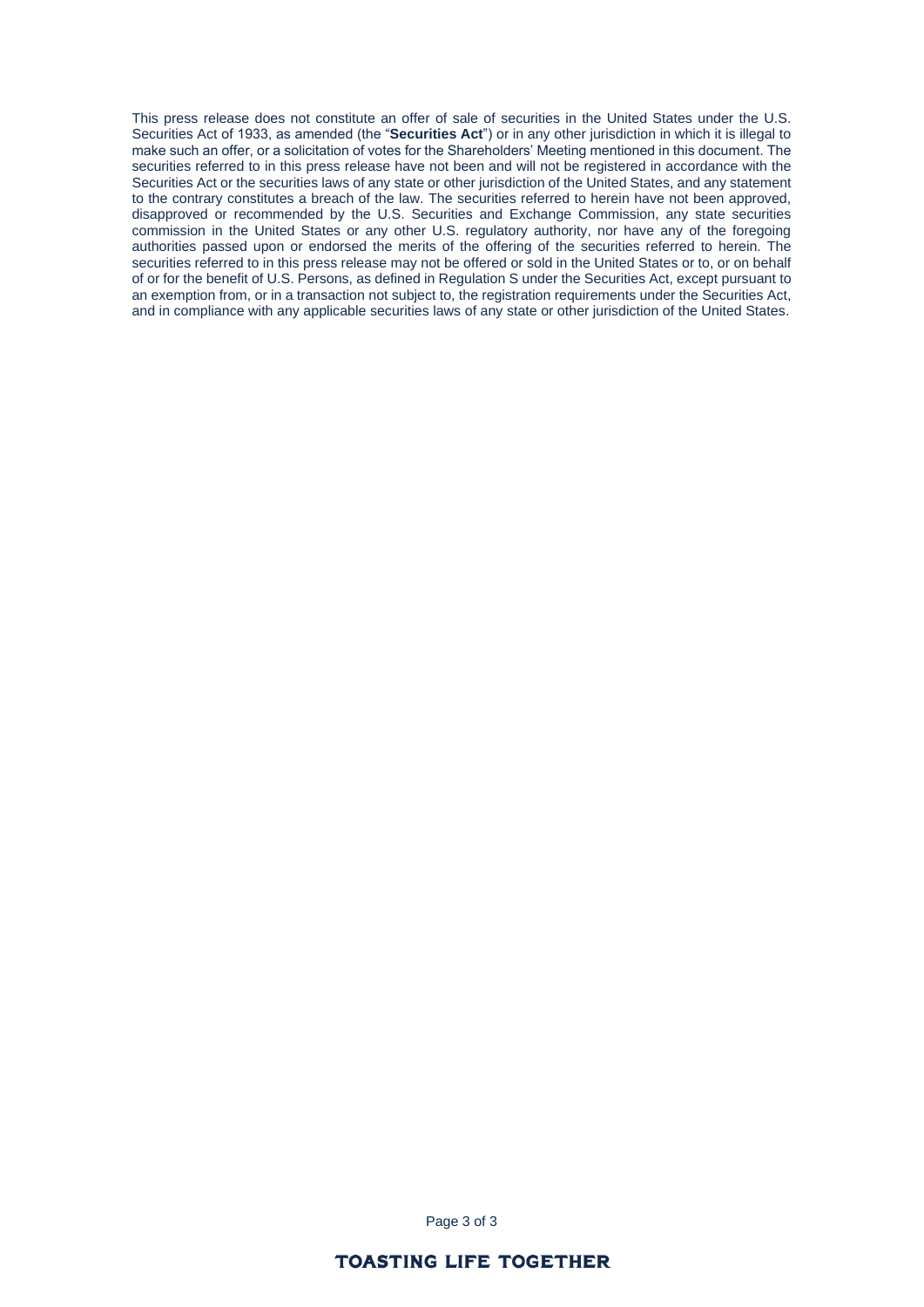This press release does not constitute an offer of sale of securities in the United States under the U.S. Securities Act of 1933, as amended (the "**Securities Act**") or in any other jurisdiction in which it is illegal to make such an offer, or a solicitation of votes for the Shareholders' Meeting mentioned in this document. The securities referred to in this press release have not been and will not be registered in accordance with the Securities Act or the securities laws of any state or other jurisdiction of the United States, and any statement to the contrary constitutes a breach of the law. The securities referred to herein have not been approved, disapproved or recommended by the U.S. Securities and Exchange Commission, any state securities commission in the United States or any other U.S. regulatory authority, nor have any of the foregoing authorities passed upon or endorsed the merits of the offering of the securities referred to herein. The securities referred to in this press release may not be offered or sold in the United States or to, or on behalf of or for the benefit of U.S. Persons, as defined in Regulation S under the Securities Act, except pursuant to an exemption from, or in a transaction not subject to, the registration requirements under the Securities Act, and in compliance with any applicable securities laws of any state or other jurisdiction of the United States.